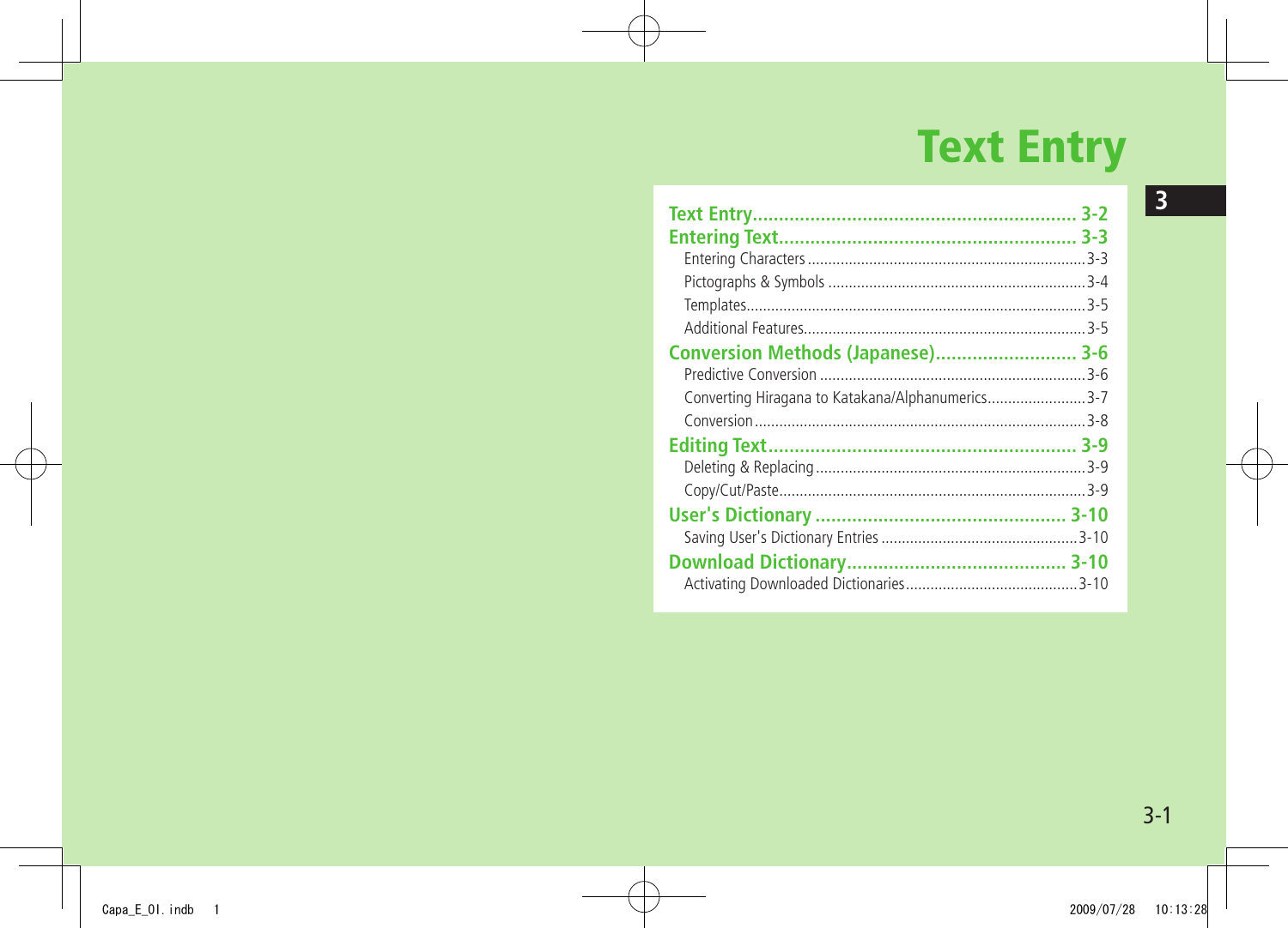# Text Entry

3

| | |
|---|---|
| **Text Entry** | **3-2** |
| **Entering Text** | **3-3** |
| Entering Characters | 3-3 |
| Pictographs & Symbols | 3-4 |
| Templates | 3-5 |
| Additional Features | 3-5 |
| **Conversion Methods (Japanese)** | **3-6** |
| Predictive Conversion | 3-6 |
| Converting Hiragana to Katakana/Alphanumerics | 3-7 |
| Conversion | 3-8 |
| **Editing Text** | **3-9** |
| Deleting & Replacing | 3-9 |
| Copy/Cut/Paste | 3-9 |
| **User's Dictionary** | **3-10** |
| Saving User's Dictionary Entries | 3-10 |
| **Download Dictionary** | **3-10** |
| Activating Downloaded Dictionaries | 3-10 |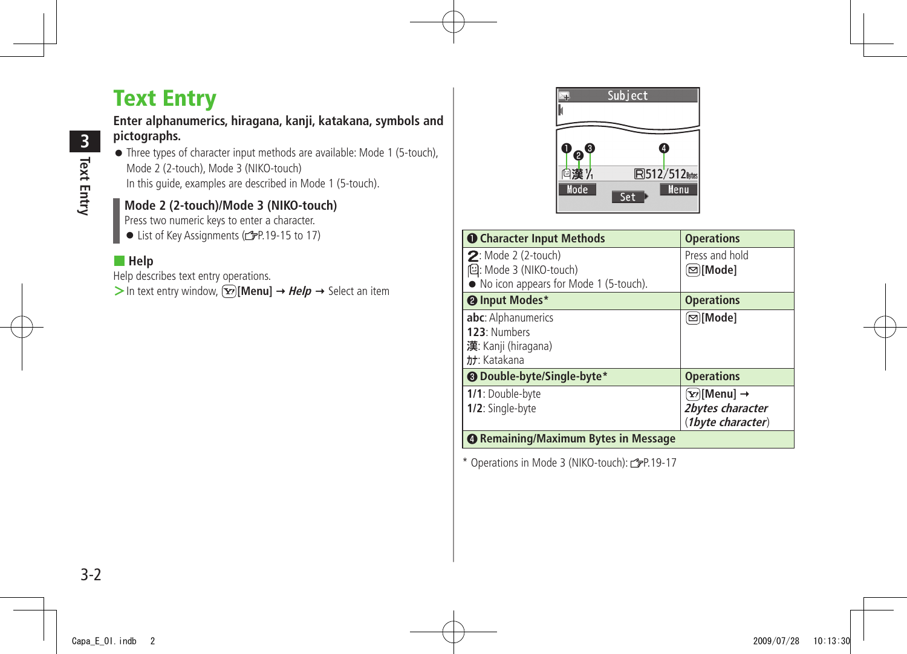# Text Entry

**Enter alphanumerics, hiragana, kanji, katakana, symbols and pictographs.**

- Three types of character input methods are available: Mode 1 (5-touch), Mode 2 (2-touch), Mode 3 (NIKO-touch)
  In this guide, examples are described in Mode 1 (5-touch).

### Mode 2 (2-touch)/Mode 3 (NIKO-touch)

Press two numeric keys to enter a character.

- List of Key Assignments (☞P.19-15 to 17)

## Help

Help describes text entry operations.

> In text entry window, [Menu] → ***Help*** → Select an item

| ❶ Character Input Methods | Operations |
|---|---|
| 2: Mode 2 (2-touch)<br>: Mode 3 (NIKO-touch)<br>● No icon appears for Mode 1 (5-touch). | Press and hold<br>**[Mode]** |
| **❷ Input Modes*** | **Operations** |
| **abc**: Alphanumerics<br>**123**: Numbers<br>**漢**: Kanji (hiragana)<br>**ｶﾅ**: Katakana | **[Mode]** |
| **❸ Double-byte/Single-byte*** | **Operations** |
| **1/1**: Double-byte<br>**1/2**: Single-byte | **[Menu]** →<br>***2bytes character***<br>(***1byte character***) |
| **❹ Remaining/Maximum Bytes in Message** | |

\* Operations in Mode 3 (NIKO-touch): ☞P.19-17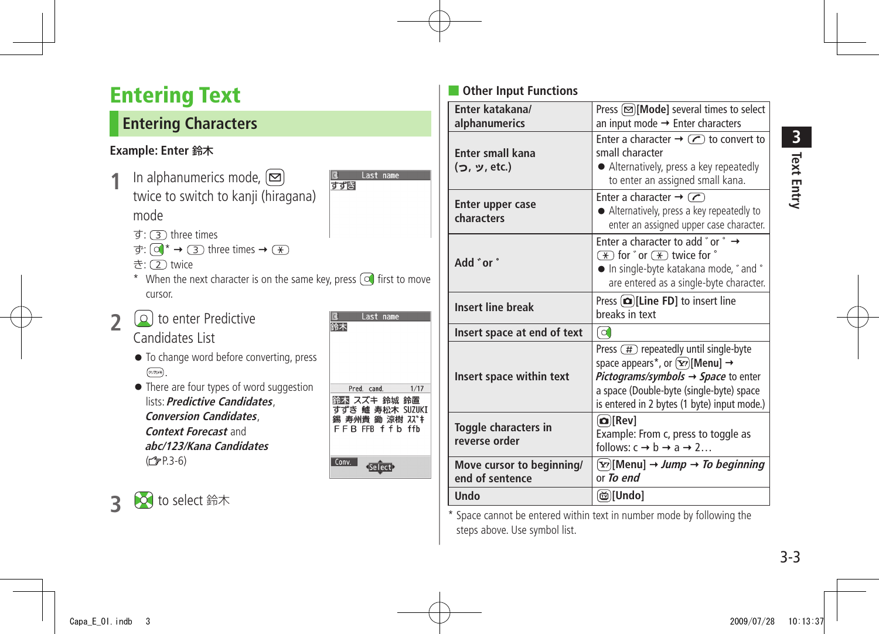# Entering Text

## Entering Characters

**Example: Enter 鈴木**

**1** In alphanumerics mode, [✉] twice to switch to kanji (hiragana) mode

す: [3] three times

ず: [○]* → [3] three times → [＊]

き: [2] twice

\* When the next character is on the same key, press [○] first to move cursor.

**2** [○] to enter Predictive Candidates List

- To change word before converting, press [クリア/メモ].
- There are four types of word suggestion lists: ***Predictive Candidates***, ***Conversion Candidates***, ***Context Forecast*** and ***abc/123/Kana Candidates*** (☞P.3-6)

**3** [○] to select 鈴木

### Other Input Functions

| | |
|---|---|
| **Enter katakana/ alphanumerics** | Press [✉][Mode] several times to select an input mode → Enter characters |
| **Enter small kana (っ, ッ, etc.)** | Enter a character → [⌒] to convert to small character<br>● Alternatively, press a key repeatedly to enter an assigned small kana. |
| **Enter upper case characters** | Enter a character → [⌒]<br>● Alternatively, press a key repeatedly to enter an assigned upper case character. |
| **Add ゛or ゜** | Enter a character to add ゛or ゜ → [＊] for ゛or [＊] twice for ゜<br>● In single-byte katakana mode, ゛and ゜ are entered as a single-byte character. |
| **Insert line break** | Press [📷][Line FD] to insert line breaks in text |
| **Insert space at end of text** | [○] |
| **Insert space within text** | Press [#] repeatedly until single-byte space appears*, or [Y!][Menu] → ***Pictograms/symbols*** → ***Space*** to enter a space (Double-byte (single-byte) space is entered in 2 bytes (1 byte) input mode.) |
| **Toggle characters in reverse order** | [📷][Rev]<br>Example: From c, press to toggle as follows: c → b → a → 2… |
| **Move cursor to beginning/ end of sentence** | [Y!][Menu] → ***Jump*** → ***To beginning*** or ***To end*** |
| **Undo** | [📺][Undo] |

\* Space cannot be entered within text in number mode by following the steps above. Use symbol list.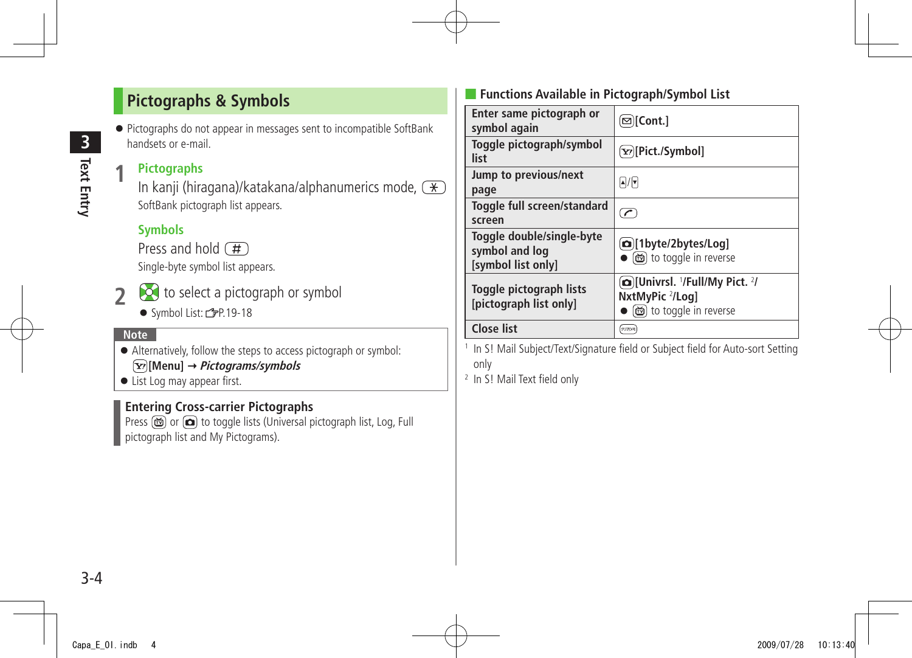## Pictographs & Symbols

- Pictographs do not appear in messages sent to incompatible SoftBank handsets or e-mail.

**1** **Pictographs**

In kanji (hiragana)/katakana/alphanumerics mode, (*)

SoftBank pictograph list appears.

**Symbols**

Press and hold (#)

Single-byte symbol list appears.

**2** to select a pictograph or symbol

- Symbol List: ☞P.19-18

**Note**

- Alternatively, follow the steps to access pictograph or symbol: [Menu] → *Pictograms/symbols*
- List Log may appear first.

**Entering Cross-carrier Pictographs**

Press or to toggle lists (Universal pictograph list, Log, Full pictograph list and My Pictograms).

### Functions Available in Pictograph/Symbol List

| Function | Operation |
|---|---|
| Enter same pictograph or symbol again | [Cont.] |
| Toggle pictograph/symbol list | [Pict./Symbol] |
| Jump to previous/next page | ▲/▼ |
| Toggle full screen/standard screen | |
| Toggle double/single-byte symbol and log [symbol list only] | [1byte/2bytes/Log]<br>● to toggle in reverse |
| Toggle pictograph lists [pictograph list only] | [Univrsl. [1]/Full/My Pict. [2]/NxtMyPic [2]/Log]<br>● to toggle in reverse |
| Close list | |

[1] In S! Mail Subject/Text/Signature field or Subject field for Auto-sort Setting only

[2] In S! Mail Text field only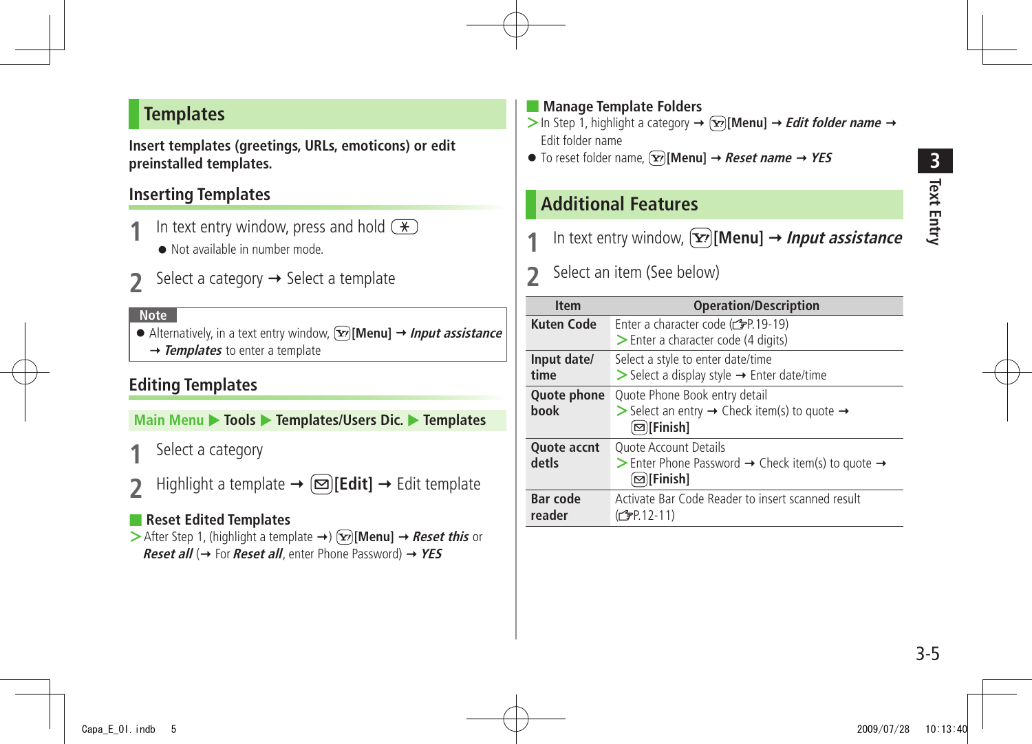## Templates

**Insert templates (greetings, URLs, emoticons) or edit preinstalled templates.**

### Inserting Templates

**1** In text entry window, press and hold ⊛

- Not available in number mode.

**2** Select a category → Select a template

**Note**

- Alternatively, in a text entry window, [Menu] → ***Input assistance*** → ***Templates*** to enter a template

### Editing Templates

**Main Menu ▶ Tools ▶ Templates/Users Dic. ▶ Templates**

**1** Select a category

**2** Highlight a template → **[Edit]** → Edit template

#### Reset Edited Templates

> After Step 1, (highlight a template →) **[Menu]** → ***Reset this*** or ***Reset all*** (→ For ***Reset all***, enter Phone Password) → ***YES***

#### Manage Template Folders

> In Step 1, highlight a category → **[Menu]** → ***Edit folder name*** → Edit folder name

- To reset folder name, **[Menu]** → ***Reset name*** → ***YES***

## Additional Features

**1** In text entry window, **[Menu]** → ***Input assistance***

**2** Select an item (See below)

| Item | Operation/Description |
|---|---|
| **Kuten Code** | Enter a character code (☞P.19-19)<br>> Enter a character code (4 digits) |
| **Input date/ time** | Select a style to enter date/time<br>> Select a display style → Enter date/time |
| **Quote phone book** | Quote Phone Book entry detail<br>> Select an entry → Check item(s) to quote → **[Finish]** |
| **Quote accnt detls** | Quote Account Details<br>> Enter Phone Password → Check item(s) to quote → **[Finish]** |
| **Bar code reader** | Activate Bar Code Reader to insert scanned result (☞P.12-11) |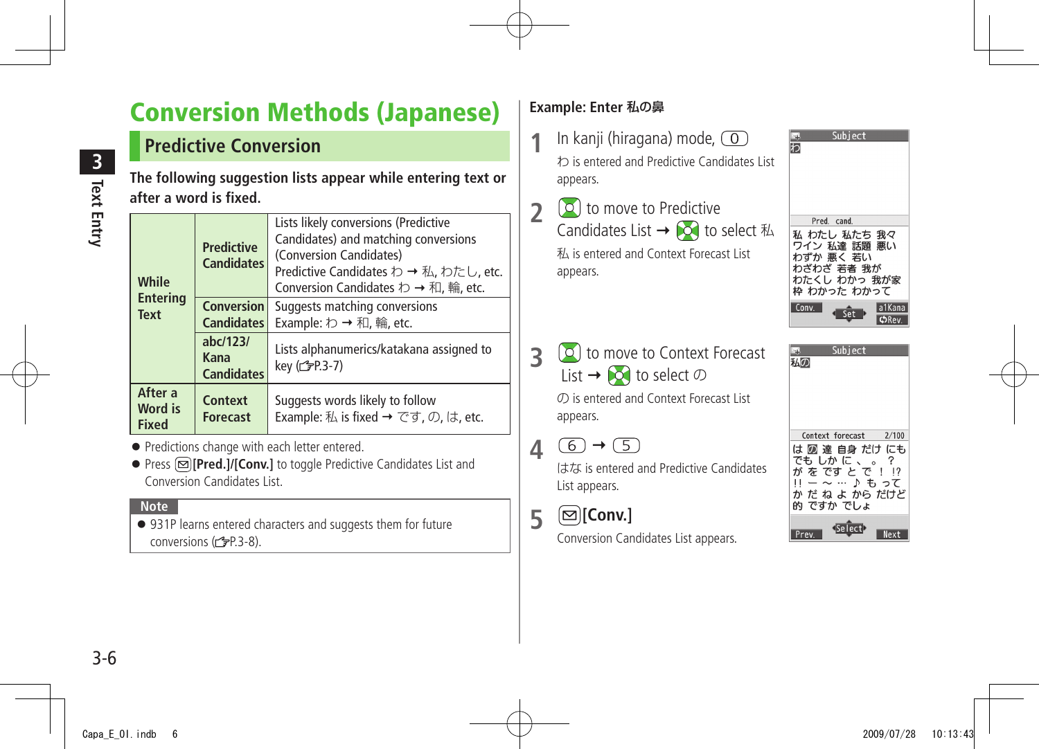# Conversion Methods (Japanese)

## Predictive Conversion

**The following suggestion lists appear while entering text or after a word is fixed.**

| | | |
|---|---|---|
| **While Entering Text** | **Predictive Candidates** | Lists likely conversions (Predictive Candidates) and matching conversions (Conversion Candidates)<br>Predictive Candidates わ → 私, わたし, etc.<br>Conversion Candidates わ → 和, 輪, etc. |
| | **Conversion Candidates** | Suggests matching conversions<br>Example: わ → 和, 輪, etc. |
| | **abc/123/ Kana Candidates** | Lists alphanumerics/katakana assigned to key (☞P.3-7) |
| **After a Word is Fixed** | **Context Forecast** | Suggests words likely to follow<br>Example: 私 is fixed → です, の, は, etc. |

- Predictions change with each letter entered.
- Press [✉]**[Pred.]/[Conv.]** to toggle Predictive Candidates List and Conversion Candidates List.

**Note**

- 931P learns entered characters and suggests them for future conversions (☞P.3-8).

**Example: Enter 私の鼻**

1. In kanji (hiragana) mode, [0]
   わ is entered and Predictive Candidates List appears.
2. [◯] to move to Predictive Candidates List → [◯] to select 私
   私 is entered and Context Forecast List appears.
3. [◯] to move to Context Forecast List → [◯] to select の
   の is entered and Context Forecast List appears.
4. [6] → [5]
   はな is entered and Predictive Candidates List appears.
5. [✉]**[Conv.]**
   Conversion Candidates List appears.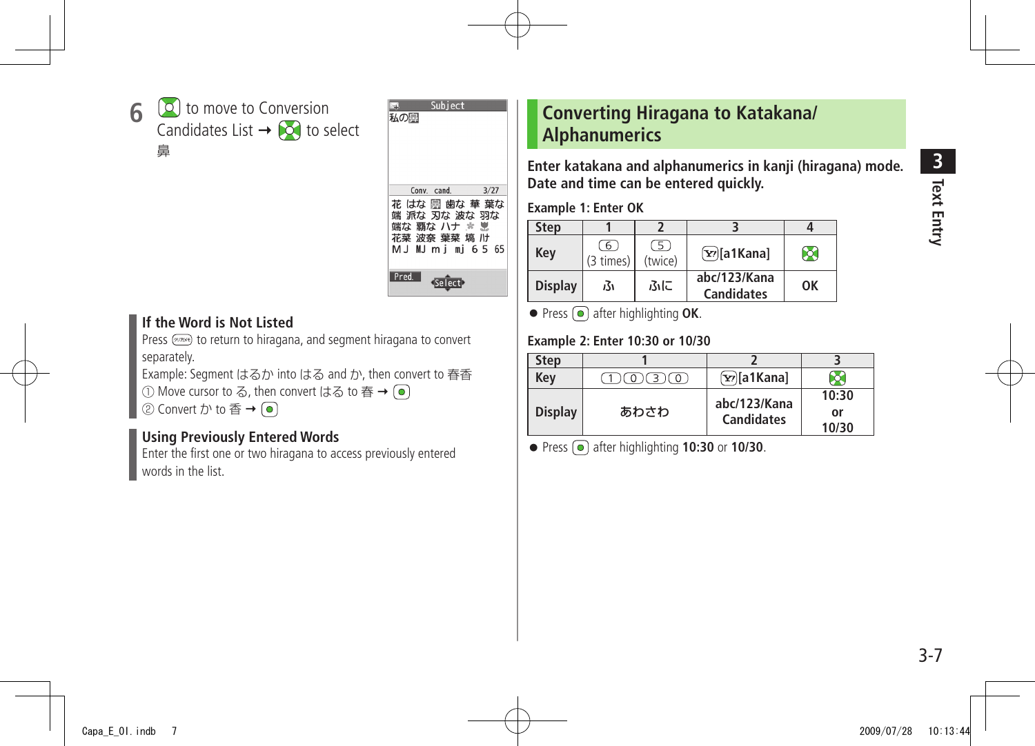**6** [key] to move to Conversion Candidates List → [key] to select 鼻

Subject
私の鼻

Conv. cand. 3/27

花 はな 鼻 歯な 華 葉な
端 派な 刃な 波な 羽な
端な 覇な ハナ ✻ 
花菜 波奈 葉菜 塙 ハナ
ＭＪ MJ ｍｊ mj ６５ 65

Pred. Select

### If the Word is Not Listed

Press [key] to return to hiragana, and segment hiragana to convert separately.

Example: Segment はるか into はる and か, then convert to 春香

① Move cursor to る, then convert はる to 春 → [key]

② Convert か to 香 → [key]

### Using Previously Entered Words

Enter the first one or two hiragana to access previously entered words in the list.

## Converting Hiragana to Katakana/ Alphanumerics

**Enter katakana and alphanumerics in kanji (hiragana) mode. Date and time can be entered quickly.**

**Example 1: Enter OK**

| Step | 1 | 2 | 3 | 4 |
|---|---|---|---|---|
| Key | 6 (3 times) | 5 (twice) | [key][a1Kana] | [key] |
| Display | ふ | ふに | abc/123/Kana Candidates | OK |

- Press [key] after highlighting **OK**.

**Example 2: Enter 10:30 or 10/30**

| Step | 1 | 2 | 3 |
|---|---|---|---|
| Key | 1 0 3 0 | [key][a1Kana] | [key] |
| Display | あわさわ | abc/123/Kana Candidates | 10:30 or 10/30 |

- Press [key] after highlighting **10:30** or **10/30**.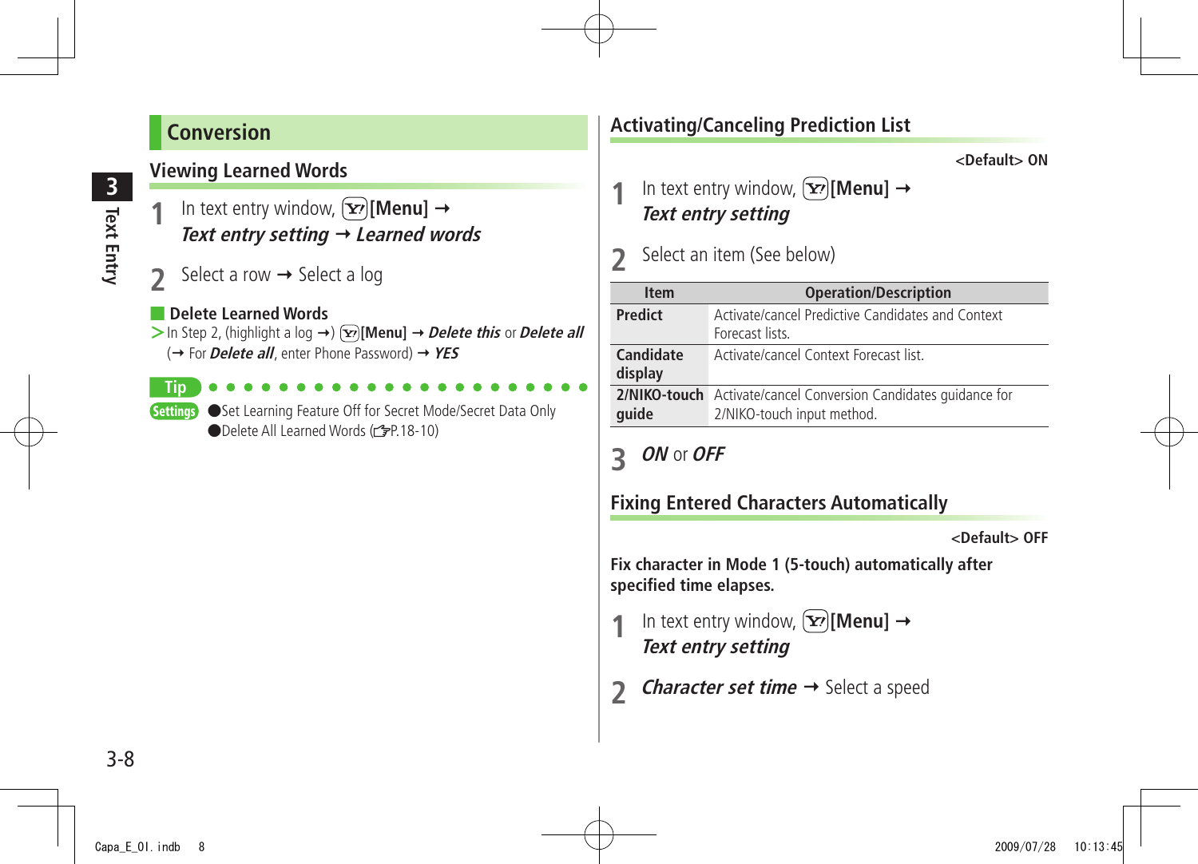## Conversion

### Viewing Learned Words

1 In text entry window, [Y!][Menu] → *Text entry setting* → *Learned words*

2 Select a row → Select a log

**Delete Learned Words**

> In Step 2, (highlight a log →) [Y!][Menu] → *Delete this* or *Delete all* (→ For *Delete all*, enter Phone Password) → *YES*

**Tip**

**Settings** ●Set Learning Feature Off for Secret Mode/Secret Data Only
●Delete All Learned Words (☞P.18-10)

### Activating/Canceling Prediction List

<Default> ON

1 In text entry window, [Y!][Menu] → *Text entry setting*

2 Select an item (See below)

| Item | Operation/Description |
|---|---|
| Predict | Activate/cancel Predictive Candidates and Context Forecast lists. |
| Candidate display | Activate/cancel Context Forecast list. |
| 2/NIKO-touch guide | Activate/cancel Conversion Candidates guidance for 2/NIKO-touch input method. |

3 *ON* or *OFF*

### Fixing Entered Characters Automatically

<Default> OFF

**Fix character in Mode 1 (5-touch) automatically after specified time elapses.**

1 In text entry window, [Y!][Menu] → *Text entry setting*

2 *Character set time* → Select a speed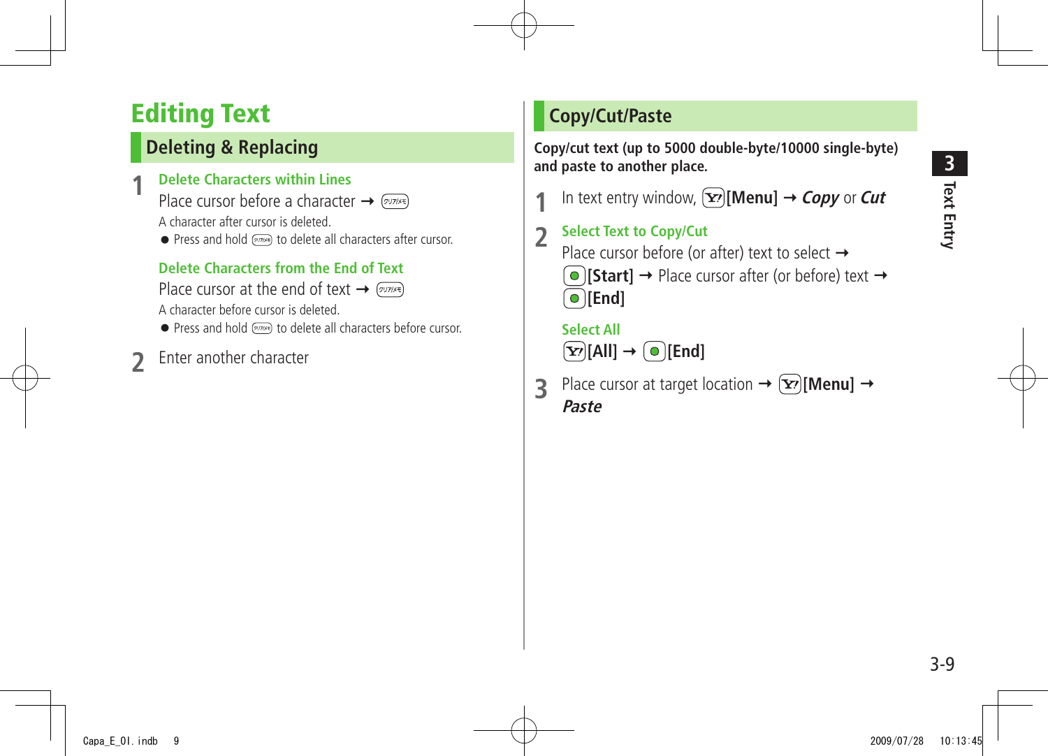# Editing Text

## Deleting & Replacing

**1** **Delete Characters within Lines**

Place cursor before a character → クリア/メモ

A character after cursor is deleted.

- Press and hold クリア/メモ to delete all characters after cursor.

**Delete Characters from the End of Text**

Place cursor at the end of text → クリア/メモ

A character before cursor is deleted.

- Press and hold クリア/メモ to delete all characters before cursor.

**2** Enter another character

## Copy/Cut/Paste

**Copy/cut text (up to 5000 double-byte/10000 single-byte) and paste to another place.**

**1** In text entry window, Y! **[Menu]** → ***Copy*** or ***Cut***

**2** **Select Text to Copy/Cut**

Place cursor before (or after) text to select → ● **[Start]** → Place cursor after (or before) text → ● **[End]**

**Select All**

Y! **[All]** → ● **[End]**

**3** Place cursor at target location → Y! **[Menu]** → ***Paste***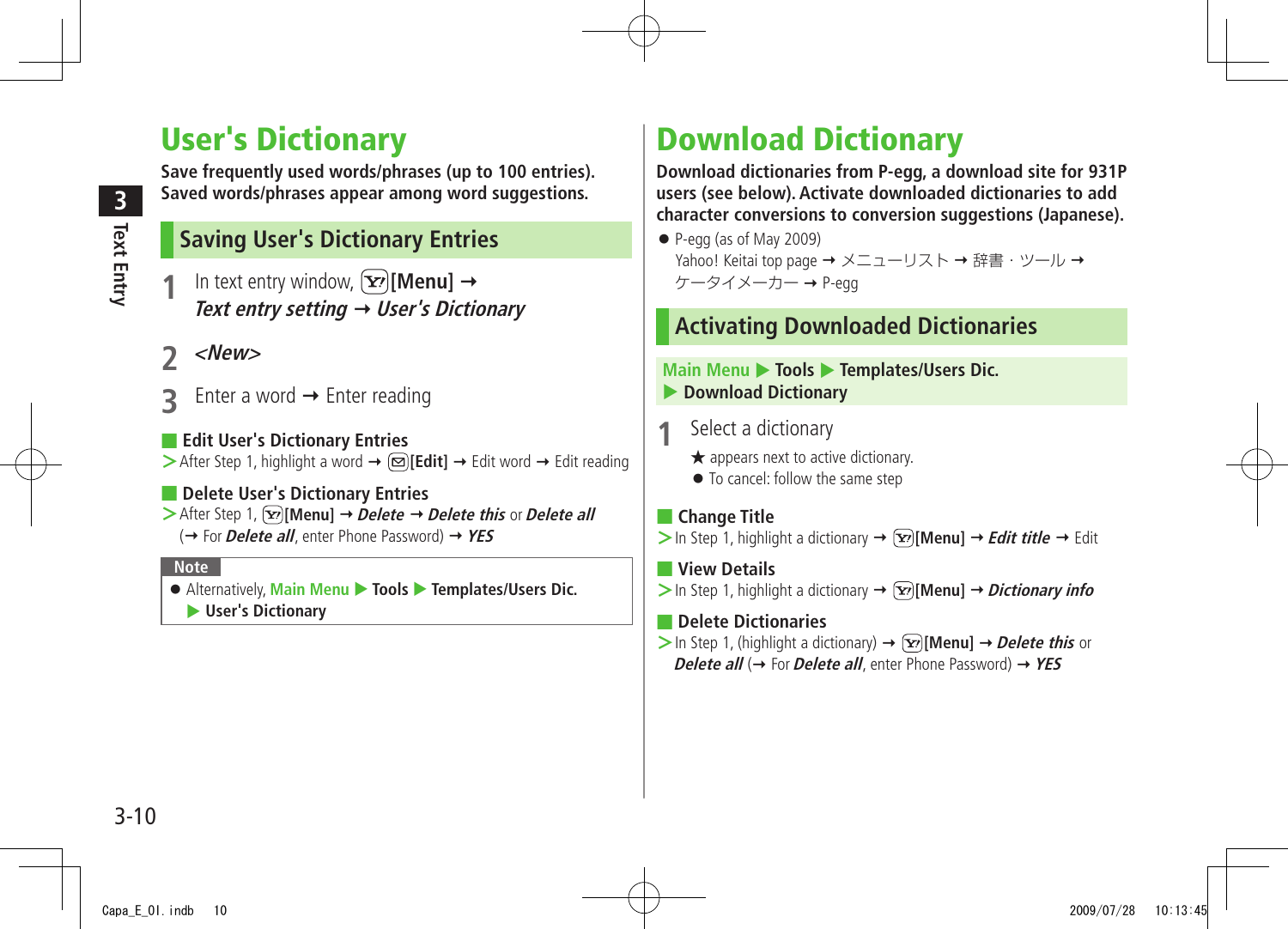# User's Dictionary

**Save frequently used words/phrases (up to 100 entries). Saved words/phrases appear among word suggestions.**

## Saving User's Dictionary Entries

1. In text entry window, [Menu] → ***Text entry setting*** → ***User's Dictionary***
2. ***<New>***
3. Enter a word → Enter reading

### Edit User's Dictionary Entries

> After Step 1, highlight a word → **[Edit]** → Edit word → Edit reading

### Delete User's Dictionary Entries

> After Step 1, **[Menu]** → ***Delete*** → ***Delete this*** or ***Delete all*** (→ For ***Delete all***, enter Phone Password) → ***YES***

**Note**

- Alternatively, Main Menu ▶ **Tools** ▶ **Templates/Users Dic.** ▶ **User's Dictionary**

# Download Dictionary

**Download dictionaries from P-egg, a download site for 931P users (see below). Activate downloaded dictionaries to add character conversions to conversion suggestions (Japanese).**

- P-egg (as of May 2009)
  Yahoo! Keitai top page → メニューリスト → 辞書・ツール → ケータイメーカー → P-egg

## Activating Downloaded Dictionaries

Main Menu ▶ **Tools** ▶ **Templates/Users Dic.** ▶ **Download Dictionary**

1. Select a dictionary
   - ★ appears next to active dictionary.
   - To cancel: follow the same step

### Change Title

> In Step 1, highlight a dictionary → **[Menu]** → ***Edit title*** → Edit

### View Details

> In Step 1, highlight a dictionary → **[Menu]** → ***Dictionary info***

### Delete Dictionaries

> In Step 1, (highlight a dictionary) → **[Menu]** → ***Delete this*** or ***Delete all*** (→ For ***Delete all***, enter Phone Password) → ***YES***